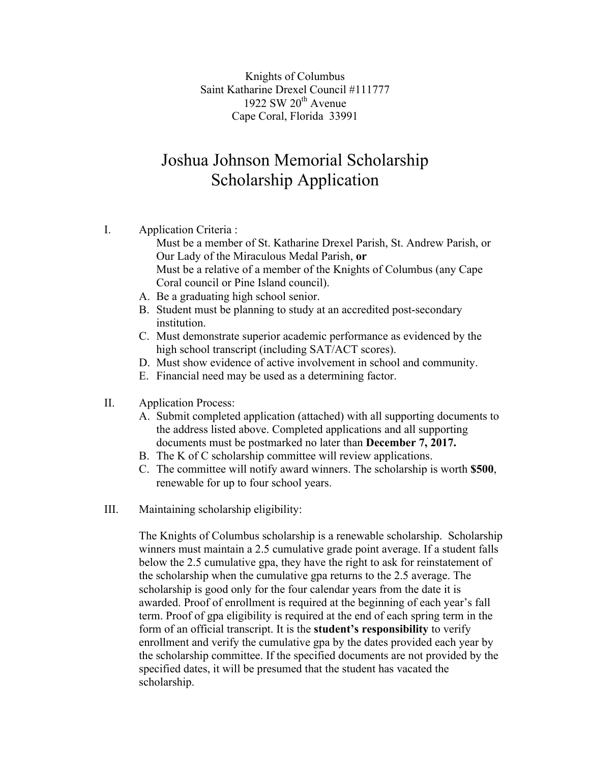Knights of Columbus
Saint Katharine Drexel Council #111777
1922 SW 20th Avenue
Cape Coral, Florida 33991

# Joshua Johnson Memorial Scholarship
# Scholarship Application

I. Application Criteria :

Must be a member of St. Katharine Drexel Parish, St. Andrew Parish, or Our Lady of the Miraculous Medal Parish, **or**
Must be a relative of a member of the Knights of Columbus (any Cape Coral council or Pine Island council).

A. Be a graduating high school senior.
B. Student must be planning to study at an accredited post-secondary institution.
C. Must demonstrate superior academic performance as evidenced by the high school transcript (including SAT/ACT scores).
D. Must show evidence of active involvement in school and community.
E. Financial need may be used as a determining factor.

II. Application Process:

A. Submit completed application (attached) with all supporting documents to the address listed above. Completed applications and all supporting documents must be postmarked no later than **December 7, 2017.**
B. The K of C scholarship committee will review applications.
C. The committee will notify award winners. The scholarship is worth **$500**, renewable for up to four school years.

III. Maintaining scholarship eligibility:

The Knights of Columbus scholarship is a renewable scholarship. Scholarship winners must maintain a 2.5 cumulative grade point average. If a student falls below the 2.5 cumulative gpa, they have the right to ask for reinstatement of the scholarship when the cumulative gpa returns to the 2.5 average. The scholarship is good only for the four calendar years from the date it is awarded. Proof of enrollment is required at the beginning of each year's fall term. Proof of gpa eligibility is required at the end of each spring term in the form of an official transcript. It is the **student's responsibility** to verify enrollment and verify the cumulative gpa by the dates provided each year by the scholarship committee. If the specified documents are not provided by the specified dates, it will be presumed that the student has vacated the scholarship.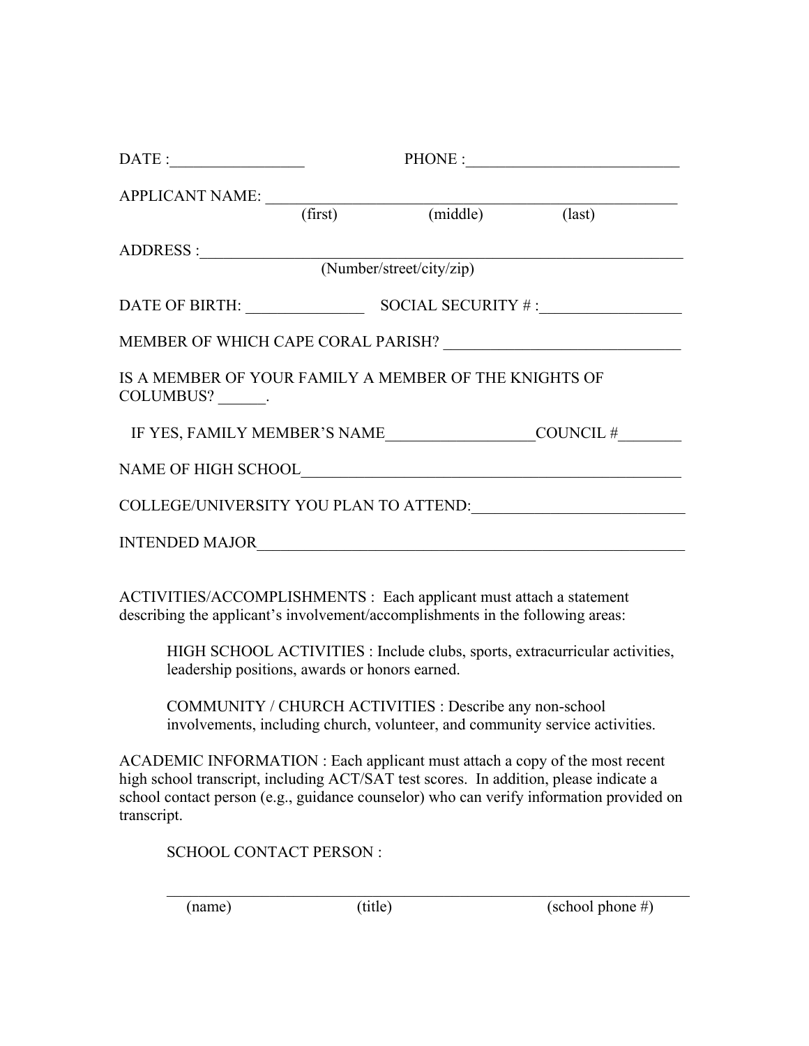DATE :_________________ PHONE :___________________________

APPLICANT NAME: ____________________________________________________
(first) (middle) (last)

ADDRESS :___________________________________________________________
(Number/street/city/zip)

DATE OF BIRTH: _______________ SOCIAL SECURITY # :__________________

MEMBER OF WHICH CAPE CORAL PARISH? ______________________________

IS A MEMBER OF YOUR FAMILY A MEMBER OF THE KNIGHTS OF COLUMBUS? ______.

IF YES, FAMILY MEMBER'S NAME___________________COUNCIL #________

NAME OF HIGH SCHOOL__________________________________________________

COLLEGE/UNIVERSITY YOU PLAN TO ATTEND:___________________________

INTENDED MAJOR_______________________________________________________

ACTIVITIES/ACCOMPLISHMENTS : Each applicant must attach a statement describing the applicant's involvement/accomplishments in the following areas:

> HIGH SCHOOL ACTIVITIES : Include clubs, sports, extracurricular activities, leadership positions, awards or honors earned.
>
> COMMUNITY / CHURCH ACTIVITIES : Describe any non-school involvements, including church, volunteer, and community service activities.

ACADEMIC INFORMATION : Each applicant must attach a copy of the most recent high school transcript, including ACT/SAT test scores. In addition, please indicate a school contact person (e.g., guidance counselor) who can verify information provided on transcript.

SCHOOL CONTACT PERSON :

_____________________________________________________________
(name) (title) (school phone #)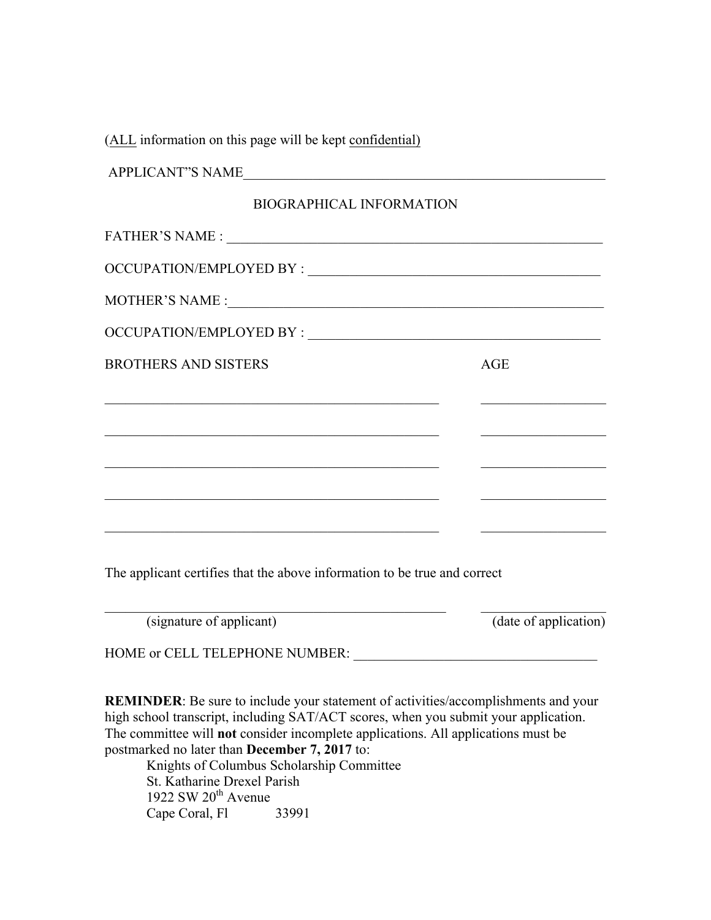(<u>ALL</u> information on this page will be kept <u>confidential)</u>

APPLICANT"S NAME_______________________________________________________

BIOGRAPHICAL INFORMATION

FATHER'S NAME : _________________________________________________________

OCCUPATION/EMPLOYED BY : ____________________________________________

MOTHER'S NAME :_________________________________________________________

OCCUPATION/EMPLOYED BY : ____________________________________________

| BROTHERS AND SISTERS | AGE |
|---|---|
| _______________________________________ | ______________ |
| _______________________________________ | ______________ |
| _______________________________________ | ______________ |
| _______________________________________ | ______________ |
| _______________________________________ | ______________ |

The applicant certifies that the above information to be true and correct

_______________________________________ ______________

(signature of applicant) (date of application)

HOME or CELL TELEPHONE NUMBER: _________________________________

**REMINDER**: Be sure to include your statement of activities/accomplishments and your high school transcript, including SAT/ACT scores, when you submit your application. The committee will **not** consider incomplete applications. All applications must be postmarked no later than **December 7, 2017** to:

Knights of Columbus Scholarship Committee
St. Katharine Drexel Parish
1922 SW 20th Avenue
Cape Coral, Fl 33991